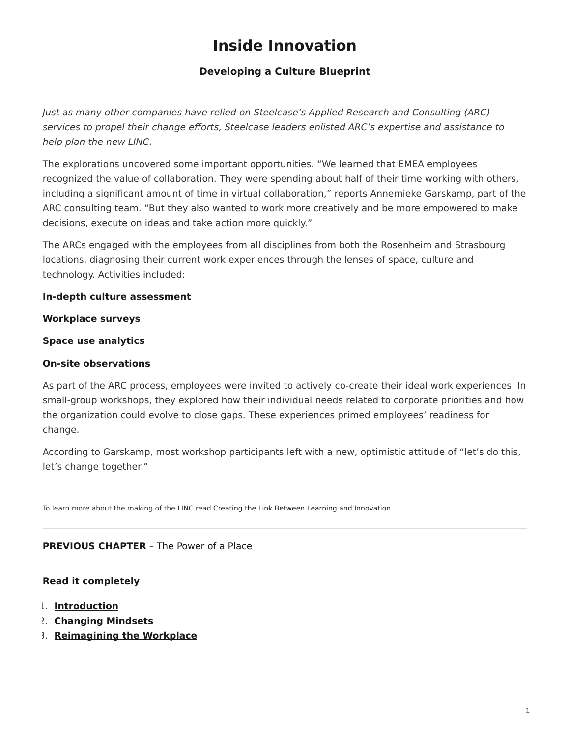# Inside Innovation

## Developing a Culture Blueprint

*Just as many other companies have relied on Steelcase's Applied Research and Consulting (ARC) services to propel their change efforts, Steelcase leaders enlisted ARC's expertise and assistance to help plan the new LINC.*

The explorations uncovered some important opportunities. "We learned that EMEA employees recognized the value of collaboration. They were spending about half of their time working with others, including a significant amount of time in virtual collaboration," reports Annemieke Garskamp, part of the ARC consulting team. "But they also wanted to work more creatively and be more empowered to make decisions, execute on ideas and take action more quickly."

The ARCs engaged with the employees from all disciplines from both the Rosenheim and Strasbourg locations, diagnosing their current work experiences through the lenses of space, culture and technology. Activities included:

**In-depth culture assessment**

**Workplace surveys**

**Space use analytics**

**On-site observations**

As part of the ARC process, employees were invited to actively co-create their ideal work experiences. In small-group workshops, they explored how their individual needs related to corporate priorities and how the organization could evolve to close gaps. These experiences primed employees' readiness for change.

According to Garskamp, most workshop participants left with a new, optimistic attitude of "let's do this, let's change together."

To learn more about the making of the LINC read Creating the Link Between Learning and Innovation.

---

**PREVIOUS CHAPTER** – The Power of a Place

---

**Read it completely**

1. **Introduction**
2. **Changing Mindsets**
3. **Reimagining the Workplace**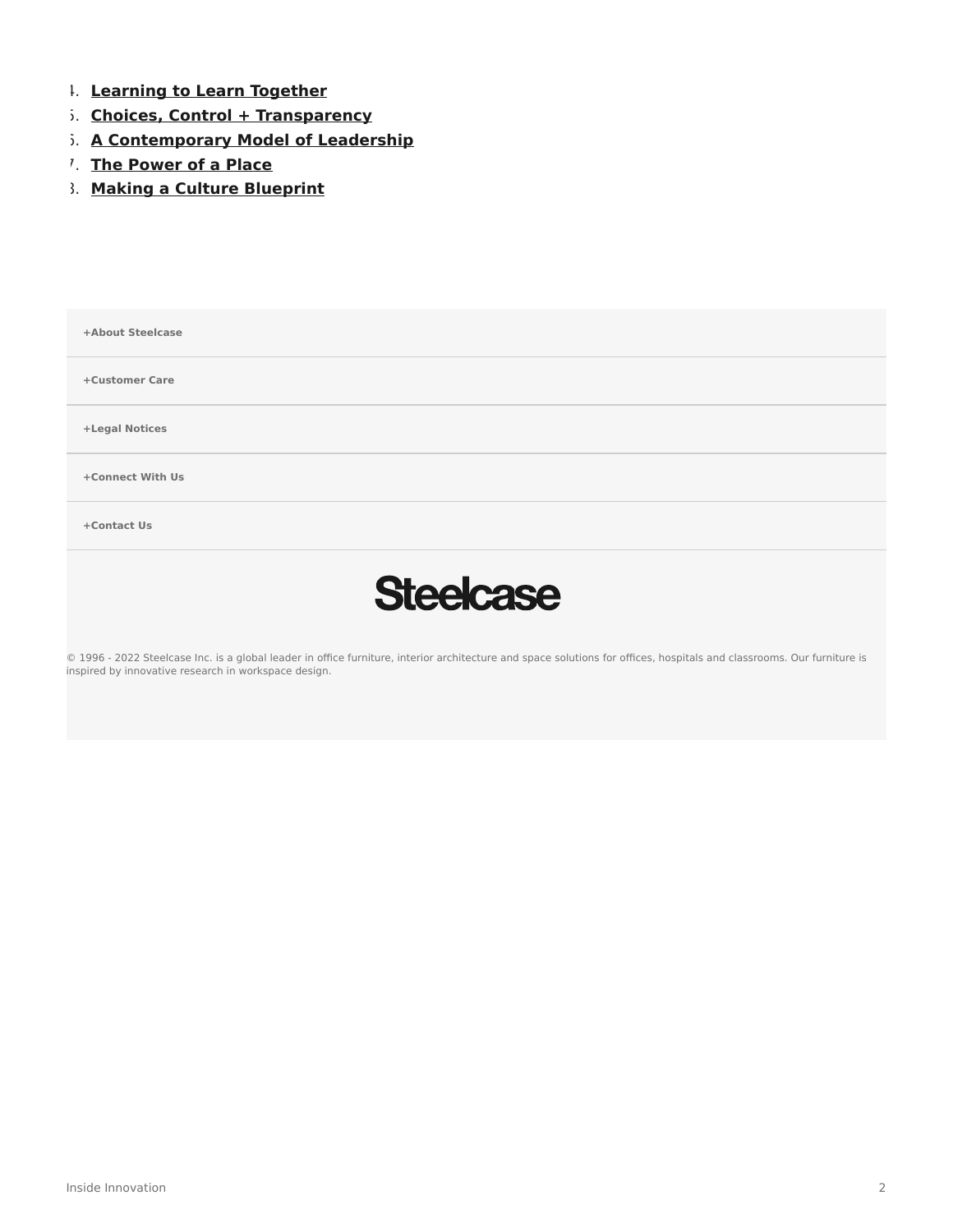4. **Learning to Learn Together**
5. **Choices, Control + Transparency**
6. **A Contemporary Model of Leadership**
7. **The Power of a Place**
8. **Making a Culture Blueprint**

**+About Steelcase**

**+Customer Care**

**+Legal Notices**

**+Connect With Us**

**+Contact Us**

Steelcase

© 1996 - 2022 Steelcase Inc. is a global leader in office furniture, interior architecture and space solutions for offices, hospitals and classrooms. Our furniture is inspired by innovative research in workspace design.